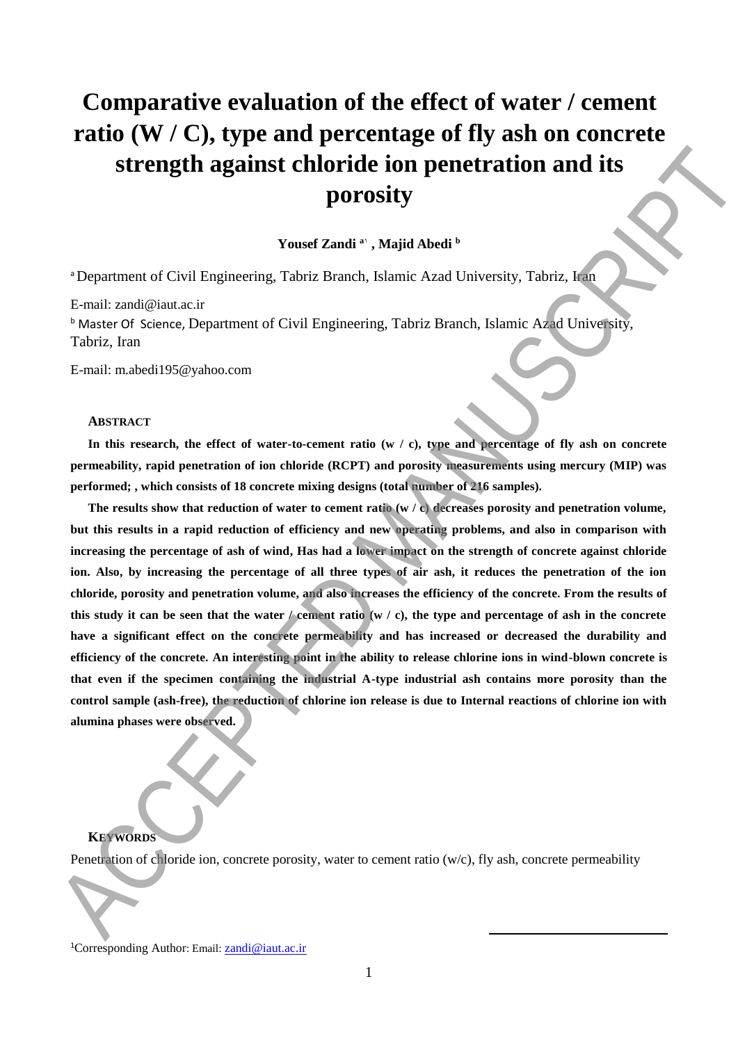# Comparative evaluation of the effect of water / cement ratio (W / C), type and percentage of fly ash on concrete strength against chloride ion penetration and its porosity

**Yousef Zandi [a1], Majid Abedi [b]**

[a] Department of Civil Engineering, Tabriz Branch, Islamic Azad University, Tabriz, Iran

E-mail: zandi@iaut.ac.ir

[b] Master Of Science, Department of Civil Engineering, Tabriz Branch, Islamic Azad University, Tabriz, Iran

E-mail: m.abedi195@yahoo.com

## ABSTRACT

**In this research, the effect of water-to-cement ratio (w / c), type and percentage of fly ash on concrete permeability, rapid penetration of ion chloride (RCPT) and porosity measurements using mercury (MIP) was performed; , which consists of 18 concrete mixing designs (total number of 216 samples).**

**The results show that reduction of water to cement ratio (w / c) decreases porosity and penetration volume, but this results in a rapid reduction of efficiency and new operating problems, and also in comparison with increasing the percentage of ash of wind, Has had a lower impact on the strength of concrete against chloride ion. Also, by increasing the percentage of all three types of air ash, it reduces the penetration of the ion chloride, porosity and penetration volume, and also increases the efficiency of the concrete. From the results of this study it can be seen that the water / cement ratio (w / c), the type and percentage of ash in the concrete have a significant effect on the concrete permeability and has increased or decreased the durability and efficiency of the concrete. An interesting point in the ability to release chlorine ions in wind-blown concrete is that even if the specimen containing the industrial A-type industrial ash contains more porosity than the control sample (ash-free), the reduction of chlorine ion release is due to Internal reactions of chlorine ion with alumina phases were observed.**

## KEYWORDS

Penetration of chloride ion, concrete porosity, water to cement ratio (w/c), fly ash, concrete permeability

[1]Corresponding Author: Email: zandi@iaut.ac.ir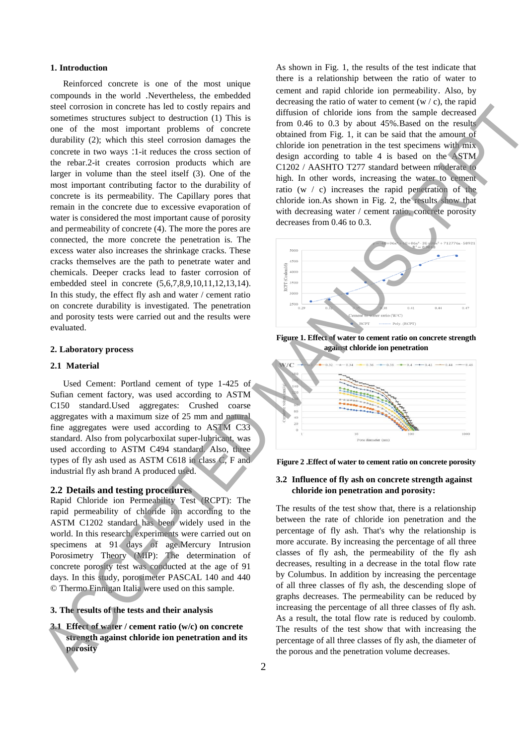## 1. Introduction

Reinforced concrete is one of the most unique compounds in the world .Nevertheless, the embedded steel corrosion in concrete has led to costly repairs and sometimes structures subject to destruction (1) This is one of the most important problems of concrete durability (2); which this steel corrosion damages the concrete in two ways :1-it reduces the cross section of the rebar.2-it creates corrosion products which are larger in volume than the steel itself (3). One of the most important contributing factor to the durability of concrete is its permeability. The Capillary pores that remain in the concrete due to excessive evaporation of water is considered the most important cause of porosity and permeability of concrete (4). The more the pores are connected, the more concrete the penetration is. The excess water also increases the shrinkage cracks. These cracks themselves are the path to penetrate water and chemicals. Deeper cracks lead to faster corrosion of embedded steel in concrete (5,6,7,8,9,10,11,12,13,14). In this study, the effect fly ash and water / cement ratio on concrete durability is investigated. The penetration and porosity tests were carried out and the results were evaluated.

## 2. Laboratory process

### 2.1 Material

Used Cement: Portland cement of type 1-425 of Sufian cement factory, was used according to ASTM C150 standard.Used aggregates: Crushed coarse aggregates with a maximum size of 25 mm and natural fine aggregates were used according to ASTM C33 standard. Also from polycarboxilat super-lubricant, was used according to ASTM C494 standard. Also, three types of fly ash used as ASTM C618 in class C, F and industrial fly ash brand A produced used.

### 2.2 Details and testing procedures

Rapid Chloride ion Permeability Test (RCPT): The rapid permeability of chloride ion according to the ASTM C1202 standard has been widely used in the world. In this research, experiments were carried out on specimens at 91 days of age.Mercury Intrusion Porosimetry Theory (MIP): The determination of concrete porosity test was conducted at the age of 91 days. In this study, porosimeter PASCAL 140 and 440 © Thermo Finnigan Italia were used on this sample.

## 3. The results of the tests and their analysis

### 3.1 Effect of water / cement ratio (w/c) on concrete strength against chloride ion penetration and its porosity

As shown in Fig. 1, the results of the test indicate that there is a relationship between the ratio of water to cement and rapid chloride ion permeability. Also, by decreasing the ratio of water to cement (w / c), the rapid diffusion of chloride ions from the sample decreased from 0.46 to 0.3 by about 45%.Based on the results obtained from Fig. 1, it can be said that the amount of chloride ion penetration in the test specimens with mix design according to table 4 is based on the ASTM C1202 / AASHTO T277 standard between moderate to high. In other words, increasing the water to cement ratio (w / c) increases the rapid penetration of the chloride ion.As shown in Fig. 2, the results show that with decreasing water / cement ratio, concrete porosity decreases from 0.46 to 0.3.

**Figure 1. Effect of water to cement ratio on concrete strength against chloride ion penetration**

**Figure 2 .Effect of water to cement ratio on concrete porosity**

### 3.2 Influence of fly ash on concrete strength against chloride ion penetration and porosity:

The results of the test show that, there is a relationship between the rate of chloride ion penetration and the percentage of fly ash. That's why the relationship is more accurate. By increasing the percentage of all three classes of fly ash, the permeability of the fly ash decreases, resulting in a decrease in the total flow rate by Columbus. In addition by increasing the percentage of all three classes of fly ash, the descending slope of graphs decreases. The permeability can be reduced by increasing the percentage of all three classes of fly ash. As a result, the total flow rate is reduced by coulomb. The results of the test show that with increasing the percentage of all three classes of fly ash, the diameter of the porous and the penetration volume decreases.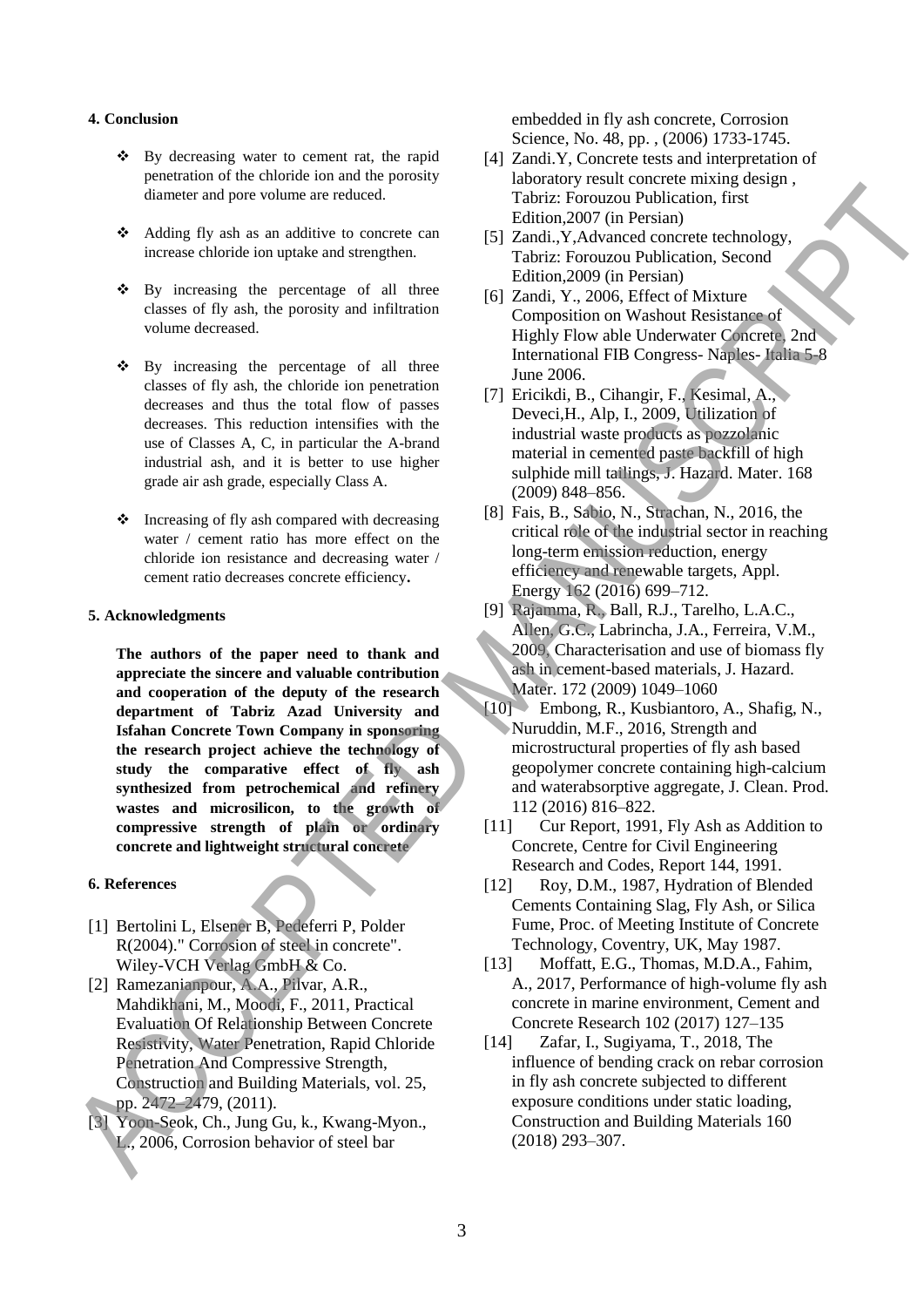## 4. Conclusion

- By decreasing water to cement rat, the rapid penetration of the chloride ion and the porosity diameter and pore volume are reduced.
- Adding fly ash as an additive to concrete can increase chloride ion uptake and strengthen.
- By increasing the percentage of all three classes of fly ash, the porosity and infiltration volume decreased.
- By increasing the percentage of all three classes of fly ash, the chloride ion penetration decreases and thus the total flow of passes decreases. This reduction intensifies with the use of Classes A, C, in particular the A-brand industrial ash, and it is better to use higher grade air ash grade, especially Class A.
- Increasing of fly ash compared with decreasing water / cement ratio has more effect on the chloride ion resistance and decreasing water / cement ratio decreases concrete efficiency.

## 5. Acknowledgments

**The authors of the paper need to thank and appreciate the sincere and valuable contribution and cooperation of the deputy of the research department of Tabriz Azad University and Isfahan Concrete Town Company in sponsoring the research project achieve the technology of study the comparative effect of fly ash synthesized from petrochemical and refinery wastes and microsilicon, to the growth of compressive strength of plain or ordinary concrete and lightweight structural concrete**

## 6. References

[1] Bertolini L, Elsener B, Pedeferri P, Polder R(2004)." Corrosion of steel in concrete". Wiley-VCH Verlag GmbH & Co.

[2] Ramezanianpour, A.A., Pilvar, A.R., Mahdikhani, M., Moodi, F., 2011, Practical Evaluation Of Relationship Between Concrete Resistivity, Water Penetration, Rapid Chloride Penetration And Compressive Strength, Construction and Building Materials, vol. 25, pp. 2472–2479, (2011).

[3] Yoon-Seok, Ch., Jung Gu, k., Kwang-Myon., L., 2006, Corrosion behavior of steel bar embedded in fly ash concrete, Corrosion Science, No. 48, pp. , (2006) 1733-1745.

[4] Zandi.Y, Concrete tests and interpretation of laboratory result concrete mixing design , Tabriz: Forouzou Publication, first Edition,2007 (in Persian)

[5] Zandi.,Y,Advanced concrete technology, Tabriz: Forouzou Publication, Second Edition,2009 (in Persian)

[6] Zandi, Y., 2006, Effect of Mixture Composition on Washout Resistance of Highly Flow able Underwater Concrete, 2nd International FIB Congress- Naples- Italia 5-8 June 2006.

[7] Ericikdi, B., Cihangir, F., Kesimal, A., Deveci,H., Alp, I., 2009, Utilization of industrial waste products as pozzolanic material in cemented paste backfill of high sulphide mill tailings, J. Hazard. Mater. 168 (2009) 848–856.

[8] Fais, B., Sabio, N., Strachan, N., 2016, the critical role of the industrial sector in reaching long-term emission reduction, energy efficiency and renewable targets, Appl. Energy 162 (2016) 699–712.

[9] Rajamma, R., Ball, R.J., Tarelho, L.A.C., Allen, G.C., Labrincha, J.A., Ferreira, V.M., 2009, Characterisation and use of biomass fly ash in cement-based materials, J. Hazard. Mater. 172 (2009) 1049–1060

[10] Embong, R., Kusbiantoro, A., Shafig, N., Nuruddin, M.F., 2016, Strength and microstructural properties of fly ash based geopolymer concrete containing high-calcium and waterabsorptive aggregate, J. Clean. Prod. 112 (2016) 816–822.

[11] Cur Report, 1991, Fly Ash as Addition to Concrete, Centre for Civil Engineering Research and Codes, Report 144, 1991.

[12] Roy, D.M., 1987, Hydration of Blended Cements Containing Slag, Fly Ash, or Silica Fume, Proc. of Meeting Institute of Concrete Technology, Coventry, UK, May 1987.

[13] Moffatt, E.G., Thomas, M.D.A., Fahim, A., 2017, Performance of high-volume fly ash concrete in marine environment, Cement and Concrete Research 102 (2017) 127–135

[14] Zafar, I., Sugiyama, T., 2018, The influence of bending crack on rebar corrosion in fly ash concrete subjected to different exposure conditions under static loading, Construction and Building Materials 160 (2018) 293–307.